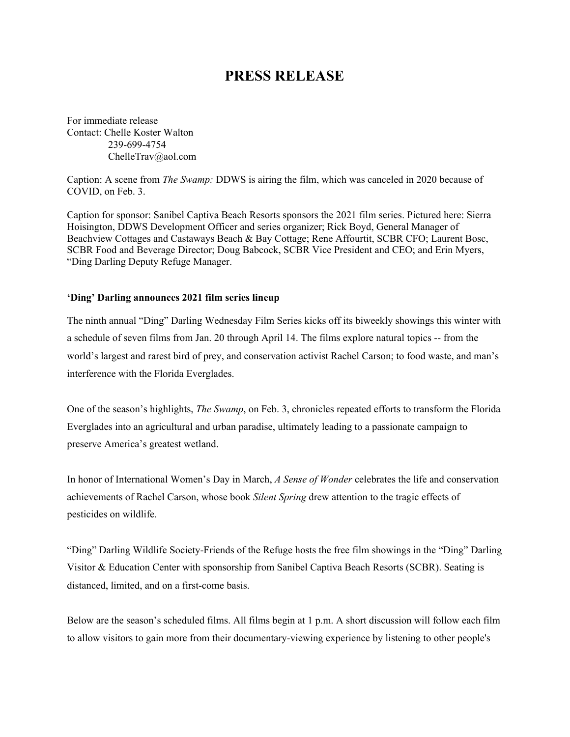# PRESS RELEASE

For immediate release
Contact: Chelle Koster Walton
239-699-4754
ChelleTrav@aol.com

Caption: A scene from *The Swamp:* DDWS is airing the film, which was canceled in 2020 because of COVID, on Feb. 3.

Caption for sponsor: Sanibel Captiva Beach Resorts sponsors the 2021 film series. Pictured here: Sierra Hoisington, DDWS Development Officer and series organizer; Rick Boyd, General Manager of Beachview Cottages and Castaways Beach & Bay Cottage; Rene Affourtit, SCBR CFO; Laurent Bosc, SCBR Food and Beverage Director; Doug Babcock, SCBR Vice President and CEO; and Erin Myers, "Ding Darling Deputy Refuge Manager.

**'Ding' Darling announces 2021 film series lineup**

The ninth annual "Ding" Darling Wednesday Film Series kicks off its biweekly showings this winter with a schedule of seven films from Jan. 20 through April 14. The films explore natural topics -- from the world's largest and rarest bird of prey, and conservation activist Rachel Carson; to food waste, and man's interference with the Florida Everglades.

One of the season's highlights, *The Swamp*, on Feb. 3, chronicles repeated efforts to transform the Florida Everglades into an agricultural and urban paradise, ultimately leading to a passionate campaign to preserve America's greatest wetland.

In honor of International Women's Day in March, *A Sense of Wonder* celebrates the life and conservation achievements of Rachel Carson, whose book *Silent Spring* drew attention to the tragic effects of pesticides on wildlife.

"Ding" Darling Wildlife Society-Friends of the Refuge hosts the free film showings in the "Ding" Darling Visitor & Education Center with sponsorship from Sanibel Captiva Beach Resorts (SCBR). Seating is distanced, limited, and on a first-come basis.

Below are the season's scheduled films. All films begin at 1 p.m. A short discussion will follow each film to allow visitors to gain more from their documentary-viewing experience by listening to other people's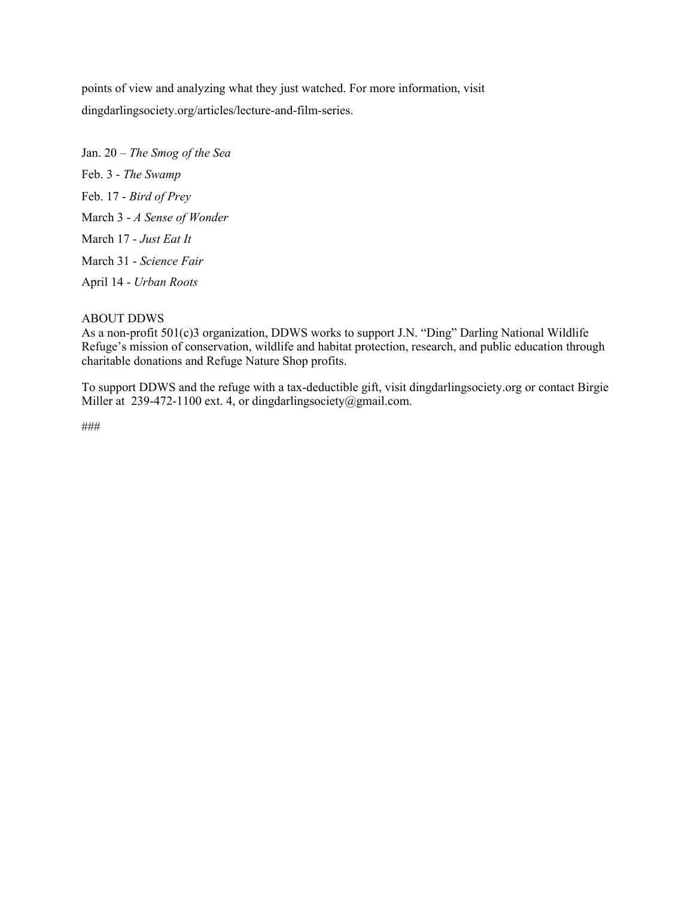points of view and analyzing what they just watched. For more information, visit dingdarlingsociety.org/articles/lecture-and-film-series.

Jan. 20 – *The Smog of the Sea*

Feb. 3 - *The Swamp*

Feb. 17 - *Bird of Prey*

March 3 - *A Sense of Wonder*

March 17 - *Just Eat It*

March 31 - *Science Fair*

April 14 - *Urban Roots*

ABOUT DDWS

As a non-profit 501(c)3 organization, DDWS works to support J.N. "Ding" Darling National Wildlife Refuge's mission of conservation, wildlife and habitat protection, research, and public education through charitable donations and Refuge Nature Shop profits.

To support DDWS and the refuge with a tax-deductible gift, visit dingdarlingsociety.org or contact Birgie Miller at 239-472-1100 ext. 4, or dingdarlingsociety@gmail.com.

###